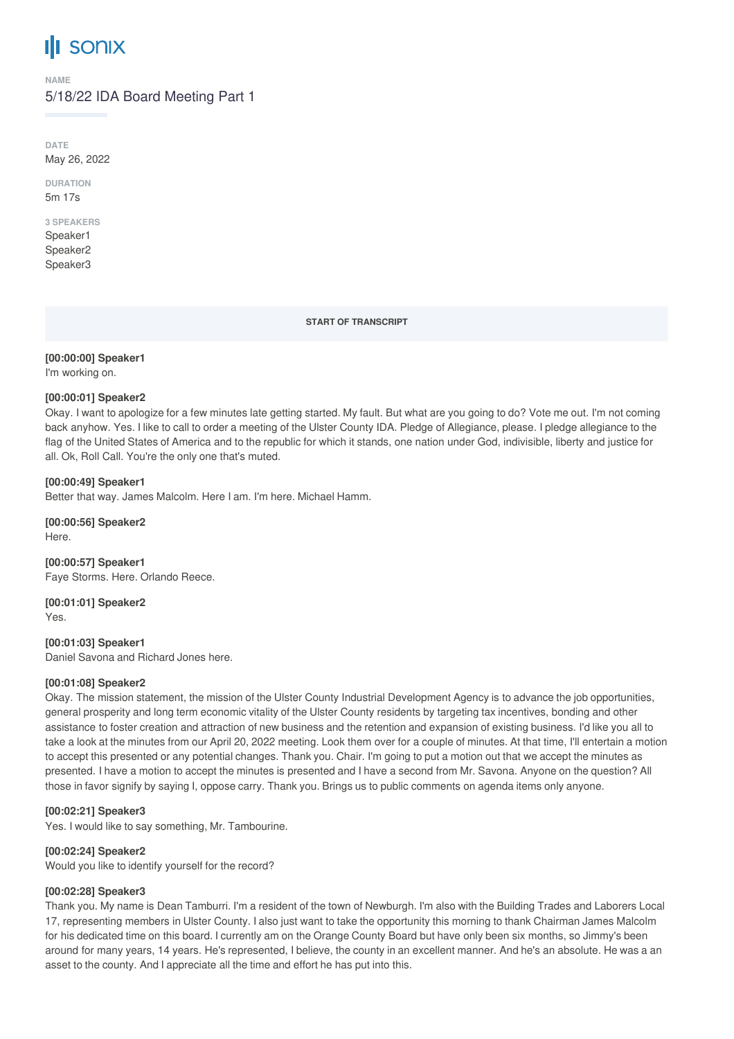sonix

NAME

5/18/22 IDA Board Meeting Part 1

DATE

May 26, 2022

DURATION

5m 17s

3 SPEAKERS

Speaker1
Speaker2
Speaker3

START OF TRANSCRIPT

**[00:00:00] Speaker1**
I'm working on.

**[00:00:01] Speaker2**
Okay. I want to apologize for a few minutes late getting started. My fault. But what are you going to do? Vote me out. I'm not coming back anyhow. Yes. I like to call to order a meeting of the Ulster County IDA. Pledge of Allegiance, please. I pledge allegiance to the flag of the United States of America and to the republic for which it stands, one nation under God, indivisible, liberty and justice for all. Ok, Roll Call. You're the only one that's muted.

**[00:00:49] Speaker1**
Better that way. James Malcolm. Here I am. I'm here. Michael Hamm.

**[00:00:56] Speaker2**
Here.

**[00:00:57] Speaker1**
Faye Storms. Here. Orlando Reece.

**[00:01:01] Speaker2**
Yes.

**[00:01:03] Speaker1**
Daniel Savona and Richard Jones here.

**[00:01:08] Speaker2**
Okay. The mission statement, the mission of the Ulster County Industrial Development Agency is to advance the job opportunities, general prosperity and long term economic vitality of the Ulster County residents by targeting tax incentives, bonding and other assistance to foster creation and attraction of new business and the retention and expansion of existing business. I'd like you all to take a look at the minutes from our April 20, 2022 meeting. Look them over for a couple of minutes. At that time, I'll entertain a motion to accept this presented or any potential changes. Thank you. Chair. I'm going to put a motion out that we accept the minutes as presented. I have a motion to accept the minutes is presented and I have a second from Mr. Savona. Anyone on the question? All those in favor signify by saying I, oppose carry. Thank you. Brings us to public comments on agenda items only anyone.

**[00:02:21] Speaker3**
Yes. I would like to say something, Mr. Tambourine.

**[00:02:24] Speaker2**
Would you like to identify yourself for the record?

**[00:02:28] Speaker3**
Thank you. My name is Dean Tamburri. I'm a resident of the town of Newburgh. I'm also with the Building Trades and Laborers Local 17, representing members in Ulster County. I also just want to take the opportunity this morning to thank Chairman James Malcolm for his dedicated time on this board. I currently am on the Orange County Board but have only been six months, so Jimmy's been around for many years, 14 years. He's represented, I believe, the county in an excellent manner. And he's an absolute. He was a an asset to the county. And I appreciate all the time and effort he has put into this.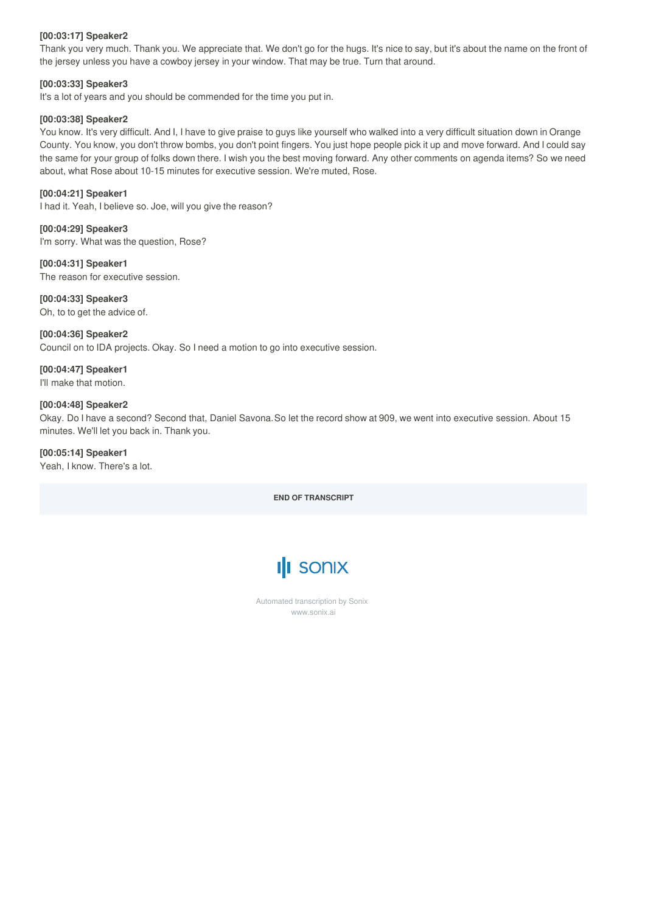**[00:03:17] Speaker2**

Thank you very much. Thank you. We appreciate that. We don't go for the hugs. It's nice to say, but it's about the name on the front of the jersey unless you have a cowboy jersey in your window. That may be true. Turn that around.

**[00:03:33] Speaker3**

It's a lot of years and you should be commended for the time you put in.

**[00:03:38] Speaker2**

You know. It's very difficult. And I, I have to give praise to guys like yourself who walked into a very difficult situation down in Orange County. You know, you don't throw bombs, you don't point fingers. You just hope people pick it up and move forward. And I could say the same for your group of folks down there. I wish you the best moving forward. Any other comments on agenda items? So we need about, what Rose about 10-15 minutes for executive session. We're muted, Rose.

**[00:04:21] Speaker1**

I had it. Yeah, I believe so. Joe, will you give the reason?

**[00:04:29] Speaker3**

I'm sorry. What was the question, Rose?

**[00:04:31] Speaker1**

The reason for executive session.

**[00:04:33] Speaker3**

Oh, to to get the advice of.

**[00:04:36] Speaker2**

Council on to IDA projects. Okay. So I need a motion to go into executive session.

**[00:04:47] Speaker1**

I'll make that motion.

**[00:04:48] Speaker2**

Okay. Do I have a second? Second that, Daniel Savona.So let the record show at 909, we went into executive session. About 15 minutes. We'll let you back in. Thank you.

**[00:05:14] Speaker1**

Yeah, I know. There's a lot.

**END OF TRANSCRIPT**

sonix

Automated transcription by Sonix
www.sonix.ai